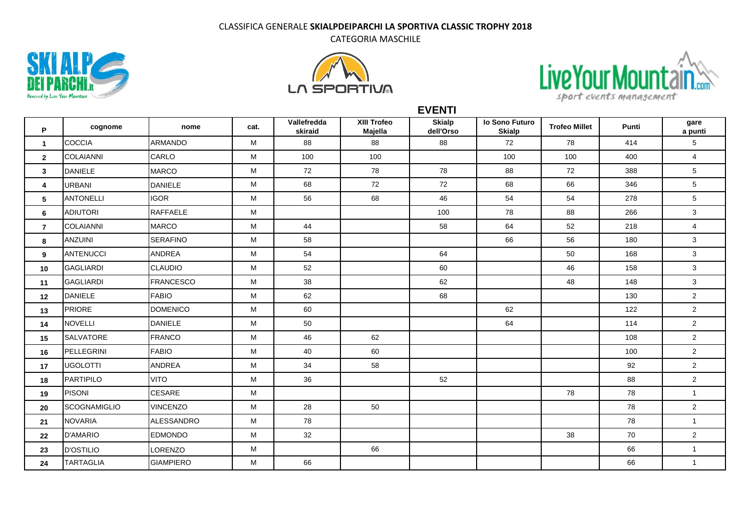CLASSIFICA GENERALE **SKIALPDEIPARCHI LA SPORTIVA CLASSIC TROPHY 2018**

CATEGORIA MASCHILE

**EVENTI**

| P | cognome | nome | cat. | Vallefredda skiraid | XIII Trofeo Majella | Skialp dell'Orso | Io Sono Futuro Skialp | Trofeo Millet | Punti | gare a punti |
|---|---|---|---|---|---|---|---|---|---|---|
| 1 | COCCIA | ARMANDO | M | 88 | 88 | 88 | 72 | 78 | 414 | 5 |
| 2 | COLAIANNI | CARLO | M | 100 | 100 | | 100 | 100 | 400 | 4 |
| 3 | DANIELE | MARCO | M | 72 | 78 | 78 | 88 | 72 | 388 | 5 |
| 4 | URBANI | DANIELE | M | 68 | 72 | 72 | 68 | 66 | 346 | 5 |
| 5 | ANTONELLI | IGOR | M | 56 | 68 | 46 | 54 | 54 | 278 | 5 |
| 6 | ADIUTORI | RAFFAELE | M | | | 100 | 78 | 88 | 266 | 3 |
| 7 | COLAIANNI | MARCO | M | 44 | | 58 | 64 | 52 | 218 | 4 |
| 8 | ANZUINI | SERAFINO | M | 58 | | | 66 | 56 | 180 | 3 |
| 9 | ANTENUCCI | ANDREA | M | 54 | | 64 | | 50 | 168 | 3 |
| 10 | GAGLIARDI | CLAUDIO | M | 52 | | 60 | | 46 | 158 | 3 |
| 11 | GAGLIARDI | FRANCESCO | M | 38 | | 62 | | 48 | 148 | 3 |
| 12 | DANIELE | FABIO | M | 62 | | 68 | | | 130 | 2 |
| 13 | PRIORE | DOMENICO | M | 60 | | | 62 | | 122 | 2 |
| 14 | NOVELLI | DANIELE | M | 50 | | | 64 | | 114 | 2 |
| 15 | SALVATORE | FRANCO | M | 46 | 62 | | | | 108 | 2 |
| 16 | PELLEGRINI | FABIO | M | 40 | 60 | | | | 100 | 2 |
| 17 | UGOLOTTI | ANDREA | M | 34 | 58 | | | | 92 | 2 |
| 18 | PARTIPILO | VITO | M | 36 | | 52 | | | 88 | 2 |
| 19 | PISONI | CESARE | M | | | | | 78 | 78 | 1 |
| 20 | SCOGNAMIGLIO | VINCENZO | M | 28 | 50 | | | | 78 | 2 |
| 21 | NOVARIA | ALESSANDRO | M | 78 | | | | | 78 | 1 |
| 22 | D'AMARIO | EDMONDO | M | 32 | | | | 38 | 70 | 2 |
| 23 | D'OSTILIO | LORENZO | M | | 66 | | | | 66 | 1 |
| 24 | TARTAGLIA | GIAMPIERO | M | 66 | | | | | 66 | 1 |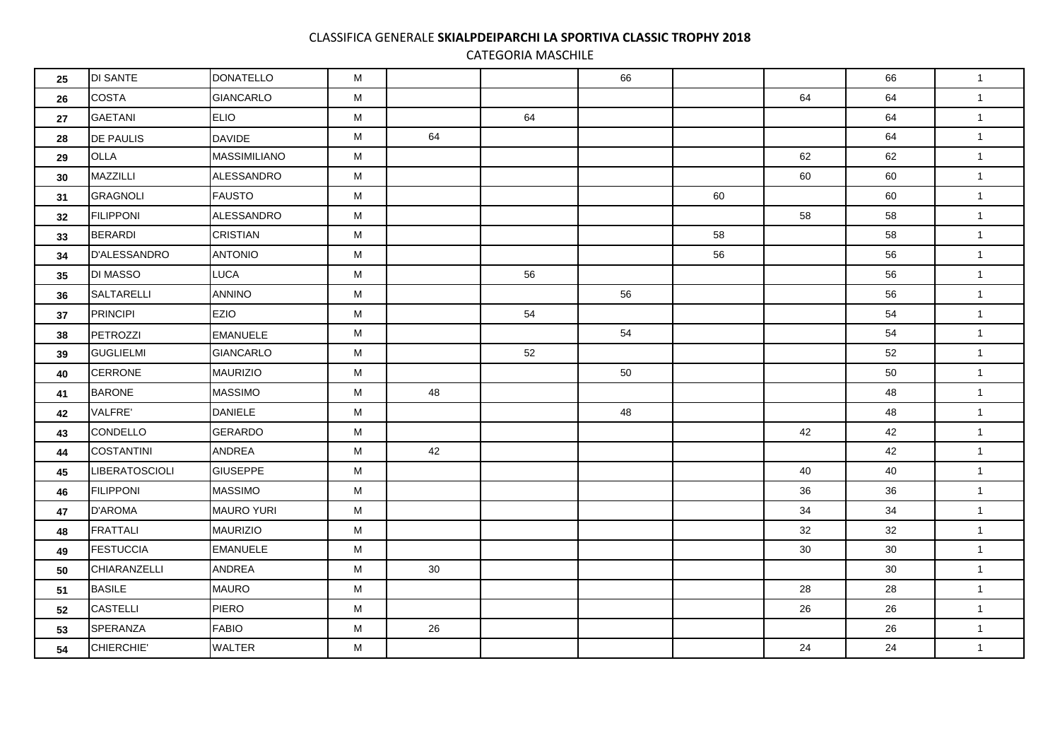CLASSIFICA GENERALE **SKIALPDEIPARCHI LA SPORTIVA CLASSIC TROPHY 2018**

CATEGORIA MASCHILE

| | | | | | | | | | | |
|---|---|---|---|---|---|---|---|---|---|---|
| 25 | DI SANTE | DONATELLO | M | | | 66 | | | 66 | 1 |
| 26 | COSTA | GIANCARLO | M | | | | | 64 | 64 | 1 |
| 27 | GAETANI | ELIO | M | | 64 | | | | 64 | 1 |
| 28 | DE PAULIS | DAVIDE | M | 64 | | | | | 64 | 1 |
| 29 | OLLA | MASSIMILIANO | M | | | | | 62 | 62 | 1 |
| 30 | MAZZILLI | ALESSANDRO | M | | | | | 60 | 60 | 1 |
| 31 | GRAGNOLI | FAUSTO | M | | | | 60 | | 60 | 1 |
| 32 | FILIPPONI | ALESSANDRO | M | | | | | 58 | 58 | 1 |
| 33 | BERARDI | CRISTIAN | M | | | | 58 | | 58 | 1 |
| 34 | D'ALESSANDRO | ANTONIO | M | | | | 56 | | 56 | 1 |
| 35 | DI MASSO | LUCA | M | | 56 | | | | 56 | 1 |
| 36 | SALTARELLI | ANNINO | M | | | 56 | | | 56 | 1 |
| 37 | PRINCIPI | EZIO | M | | 54 | | | | 54 | 1 |
| 38 | PETROZZI | EMANUELE | M | | | 54 | | | 54 | 1 |
| 39 | GUGLIELMI | GIANCARLO | M | | 52 | | | | 52 | 1 |
| 40 | CERRONE | MAURIZIO | M | | | 50 | | | 50 | 1 |
| 41 | BARONE | MASSIMO | M | 48 | | | | | 48 | 1 |
| 42 | VALFRE' | DANIELE | M | | | 48 | | | 48 | 1 |
| 43 | CONDELLO | GERARDO | M | | | | | 42 | 42 | 1 |
| 44 | COSTANTINI | ANDREA | M | 42 | | | | | 42 | 1 |
| 45 | LIBERATOSCIOLI | GIUSEPPE | M | | | | | 40 | 40 | 1 |
| 46 | FILIPPONI | MASSIMO | M | | | | | 36 | 36 | 1 |
| 47 | D'AROMA | MAURO YURI | M | | | | | 34 | 34 | 1 |
| 48 | FRATTALI | MAURIZIO | M | | | | | 32 | 32 | 1 |
| 49 | FESTUCCIA | EMANUELE | M | | | | | 30 | 30 | 1 |
| 50 | CHIARANZELLI | ANDREA | M | 30 | | | | | 30 | 1 |
| 51 | BASILE | MAURO | M | | | | | 28 | 28 | 1 |
| 52 | CASTELLI | PIERO | M | | | | | 26 | 26 | 1 |
| 53 | SPERANZA | FABIO | M | 26 | | | | | 26 | 1 |
| 54 | CHIERCHIE' | WALTER | M | | | | | 24 | 24 | 1 |